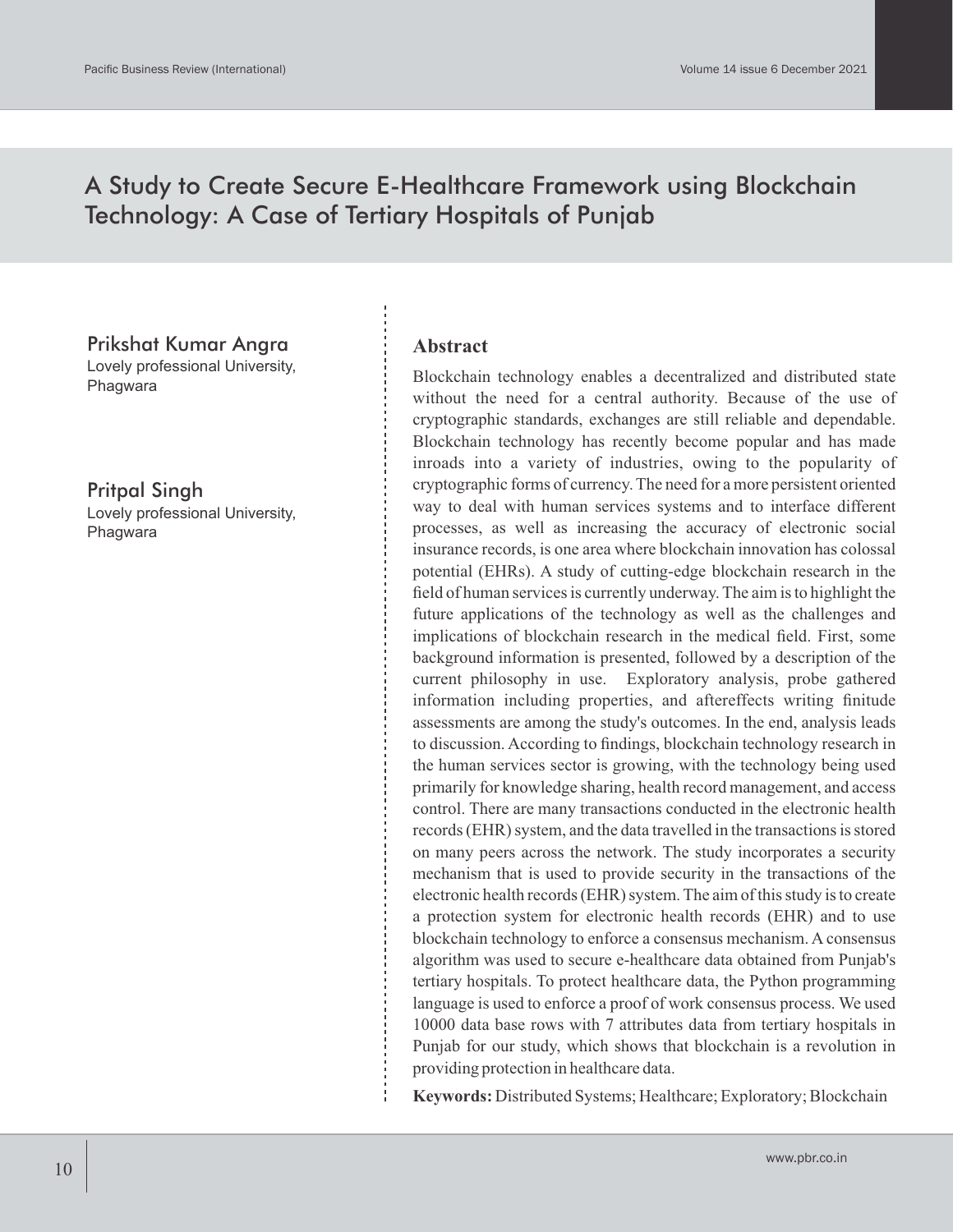# A Study to Create Secure E-Healthcare Framework using Blockchain Technology: A Case of Tertiary Hospitals of Punjab

**Prikshat Kumar Angra**
Lovely professional University, Phagwara

**Pritpal Singh**
Lovely professional University, Phagwara

## Abstract

Blockchain technology enables a decentralized and distributed state without the need for a central authority. Because of the use of cryptographic standards, exchanges are still reliable and dependable. Blockchain technology has recently become popular and has made inroads into a variety of industries, owing to the popularity of cryptographic forms of currency. The need for a more persistent oriented way to deal with human services systems and to interface different processes, as well as increasing the accuracy of electronic social insurance records, is one area where blockchain innovation has colossal potential (EHRs). A study of cutting-edge blockchain research in the field of human services is currently underway. The aim is to highlight the future applications of the technology as well as the challenges and implications of blockchain research in the medical field. First, some background information is presented, followed by a description of the current philosophy in use. Exploratory analysis, probe gathered information including properties, and aftereffects writing finitude assessments are among the study's outcomes. In the end, analysis leads to discussion. According to findings, blockchain technology research in the human services sector is growing, with the technology being used primarily for knowledge sharing, health record management, and access control. There are many transactions conducted in the electronic health records (EHR) system, and the data travelled in the transactions is stored on many peers across the network. The study incorporates a security mechanism that is used to provide security in the transactions of the electronic health records (EHR) system. The aim of this study is to create a protection system for electronic health records (EHR) and to use blockchain technology to enforce a consensus mechanism. A consensus algorithm was used to secure e-healthcare data obtained from Punjab's tertiary hospitals. To protect healthcare data, the Python programming language is used to enforce a proof of work consensus process. We used 10000 data base rows with 7 attributes data from tertiary hospitals in Punjab for our study, which shows that blockchain is a revolution in providing protection in healthcare data.

**Keywords:** Distributed Systems; Healthcare; Exploratory; Blockchain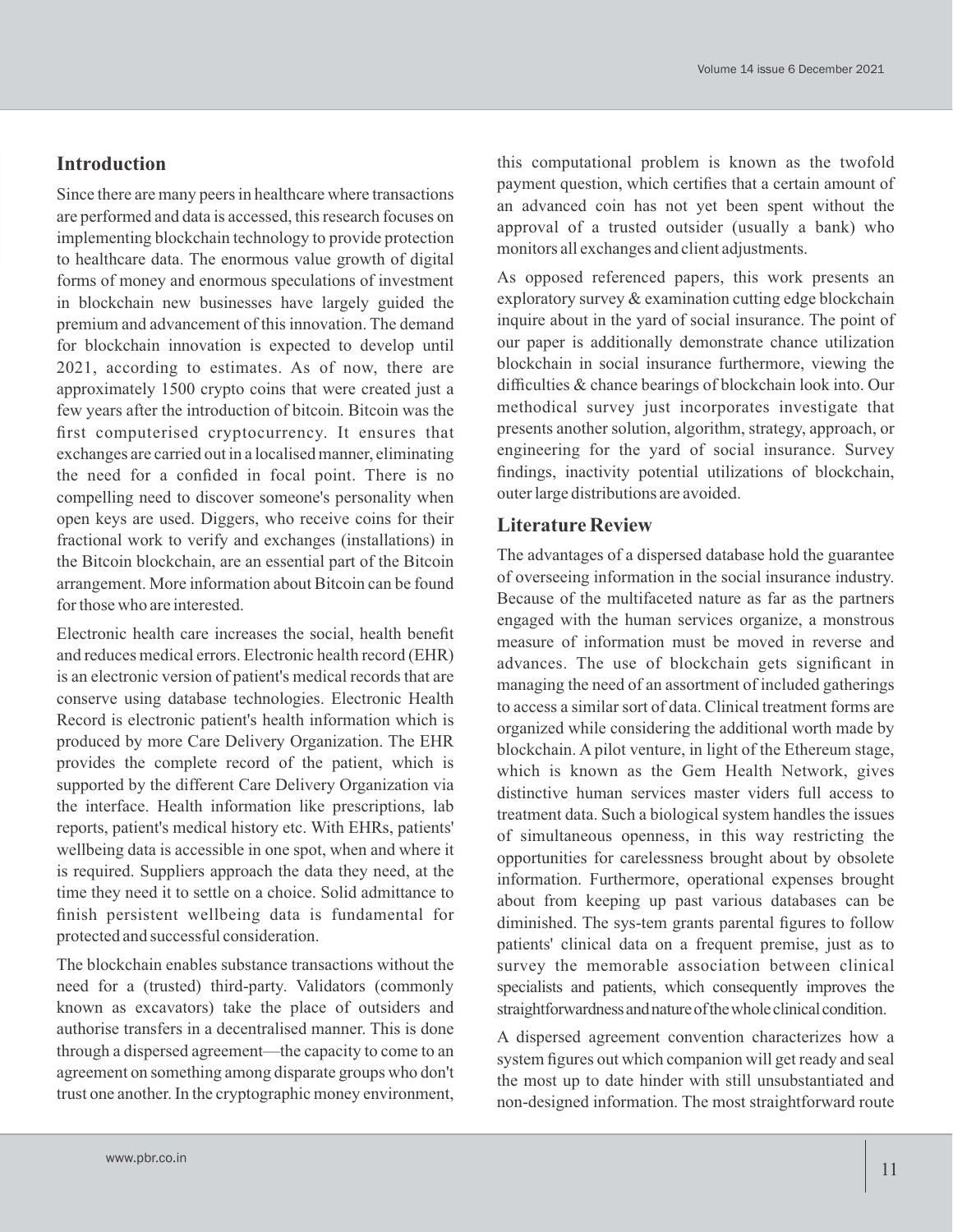## Introduction

Since there are many peers in healthcare where transactions are performed and data is accessed, this research focuses on implementing blockchain technology to provide protection to healthcare data. The enormous value growth of digital forms of money and enormous speculations of investment in blockchain new businesses have largely guided the premium and advancement of this innovation. The demand for blockchain innovation is expected to develop until 2021, according to estimates. As of now, there are approximately 1500 crypto coins that were created just a few years after the introduction of bitcoin. Bitcoin was the first computerised cryptocurrency. It ensures that exchanges are carried out in a localised manner, eliminating the need for a confided in focal point. There is no compelling need to discover someone's personality when open keys are used. Diggers, who receive coins for their fractional work to verify and exchanges (installations) in the Bitcoin blockchain, are an essential part of the Bitcoin arrangement. More information about Bitcoin can be found for those who are interested.

Electronic health care increases the social, health benefit and reduces medical errors. Electronic health record (EHR) is an electronic version of patient's medical records that are conserve using database technologies. Electronic Health Record is electronic patient's health information which is produced by more Care Delivery Organization. The EHR provides the complete record of the patient, which is supported by the different Care Delivery Organization via the interface. Health information like prescriptions, lab reports, patient's medical history etc. With EHRs, patients' wellbeing data is accessible in one spot, when and where it is required. Suppliers approach the data they need, at the time they need it to settle on a choice. Solid admittance to finish persistent wellbeing data is fundamental for protected and successful consideration.

The blockchain enables substance transactions without the need for a (trusted) third-party. Validators (commonly known as excavators) take the place of outsiders and authorise transfers in a decentralised manner. This is done through a dispersed agreement—the capacity to come to an agreement on something among disparate groups who don't trust one another. In the cryptographic money environment, this computational problem is known as the twofold payment question, which certifies that a certain amount of an advanced coin has not yet been spent without the approval of a trusted outsider (usually a bank) who monitors all exchanges and client adjustments.

As opposed referenced papers, this work presents an exploratory survey & examination cutting edge blockchain inquire about in the yard of social insurance. The point of our paper is additionally demonstrate chance utilization blockchain in social insurance furthermore, viewing the difficulties & chance bearings of blockchain look into. Our methodical survey just incorporates investigate that presents another solution, algorithm, strategy, approach, or engineering for the yard of social insurance. Survey findings, inactivity potential utilizations of blockchain, outer large distributions are avoided.

## Literature Review

The advantages of a dispersed database hold the guarantee of overseeing information in the social insurance industry. Because of the multifaceted nature as far as the partners engaged with the human services organize, a monstrous measure of information must be moved in reverse and advances. The use of blockchain gets significant in managing the need of an assortment of included gatherings to access a similar sort of data. Clinical treatment forms are organized while considering the additional worth made by blockchain. A pilot venture, in light of the Ethereum stage, which is known as the Gem Health Network, gives distinctive human services master viders full access to treatment data. Such a biological system handles the issues of simultaneous openness, in this way restricting the opportunities for carelessness brought about by obsolete information. Furthermore, operational expenses brought about from keeping up past various databases can be diminished. The sys-tem grants parental figures to follow patients' clinical data on a frequent premise, just as to survey the memorable association between clinical specialists and patients, which consequently improves the straightforwardness and nature of the whole clinical condition.

A dispersed agreement convention characterizes how a system figures out which companion will get ready and seal the most up to date hinder with still unsubstantiated and non-designed information. The most straightforward route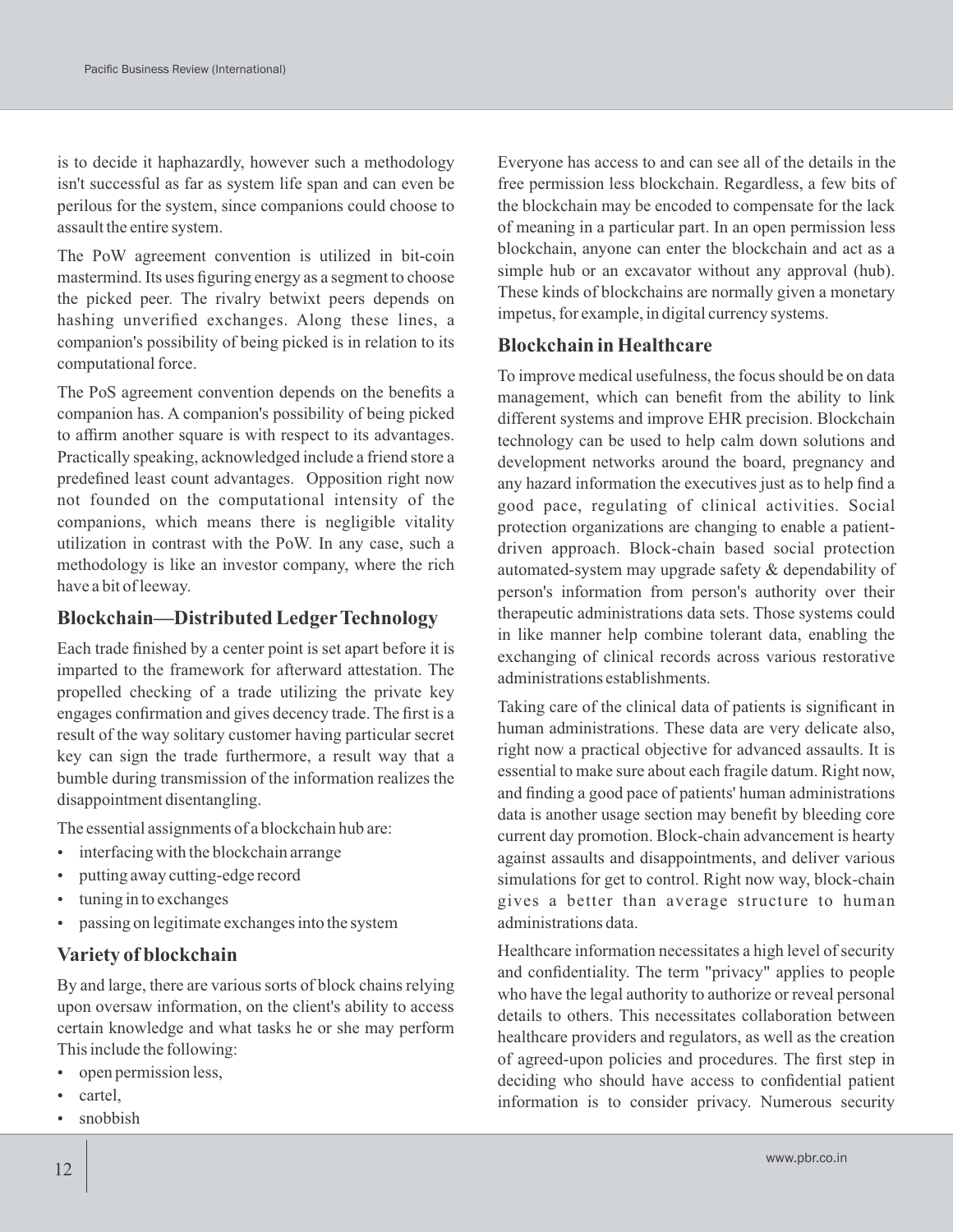is to decide it haphazardly, however such a methodology isn't successful as far as system life span and can even be perilous for the system, since companions could choose to assault the entire system.

The PoW agreement convention is utilized in bit-coin mastermind. Its uses figuring energy as a segment to choose the picked peer. The rivalry betwixt peers depends on hashing unverified exchanges. Along these lines, a companion's possibility of being picked is in relation to its computational force.

The PoS agreement convention depends on the benefits a companion has. A companion's possibility of being picked to affirm another square is with respect to its advantages. Practically speaking, acknowledged include a friend store a predefined least count advantages. Opposition right now not founded on the computational intensity of the companions, which means there is negligible vitality utilization in contrast with the PoW. In any case, such a methodology is like an investor company, where the rich have a bit of leeway.

## Blockchain—Distributed Ledger Technology

Each trade finished by a center point is set apart before it is imparted to the framework for afterward attestation. The propelled checking of a trade utilizing the private key engages confirmation and gives decency trade. The first is a result of the way solitary customer having particular secret key can sign the trade furthermore, a result way that a bumble during transmission of the information realizes the disappointment disentangling.

The essential assignments of a blockchain hub are:

- interfacing with the blockchain arrange
- putting away cutting-edge record
- tuning in to exchanges
- passing on legitimate exchanges into the system

## Variety of blockchain

By and large, there are various sorts of block chains relying upon oversaw information, on the client's ability to access certain knowledge and what tasks he or she may perform This include the following:

- open permission less,
- cartel,
- snobbish

Everyone has access to and can see all of the details in the free permission less blockchain. Regardless, a few bits of the blockchain may be encoded to compensate for the lack of meaning in a particular part. In an open permission less blockchain, anyone can enter the blockchain and act as a simple hub or an excavator without any approval (hub). These kinds of blockchains are normally given a monetary impetus, for example, in digital currency systems.

## Blockchain in Healthcare

To improve medical usefulness, the focus should be on data management, which can benefit from the ability to link different systems and improve EHR precision. Blockchain technology can be used to help calm down solutions and development networks around the board, pregnancy and any hazard information the executives just as to help find a good pace, regulating of clinical activities. Social protection organizations are changing to enable a patient-driven approach. Block-chain based social protection automated-system may upgrade safety & dependability of person's information from person's authority over their therapeutic administrations data sets. Those systems could in like manner help combine tolerant data, enabling the exchanging of clinical records across various restorative administrations establishments.

Taking care of the clinical data of patients is significant in human administrations. These data are very delicate also, right now a practical objective for advanced assaults. It is essential to make sure about each fragile datum. Right now, and finding a good pace of patients' human administrations data is another usage section may benefit by bleeding core current day promotion. Block-chain advancement is hearty against assaults and disappointments, and deliver various simulations for get to control. Right now way, block-chain gives a better than average structure to human administrations data.

Healthcare information necessitates a high level of security and confidentiality. The term "privacy" applies to people who have the legal authority to authorize or reveal personal details to others. This necessitates collaboration between healthcare providers and regulators, as well as the creation of agreed-upon policies and procedures. The first step in deciding who should have access to confidential patient information is to consider privacy. Numerous security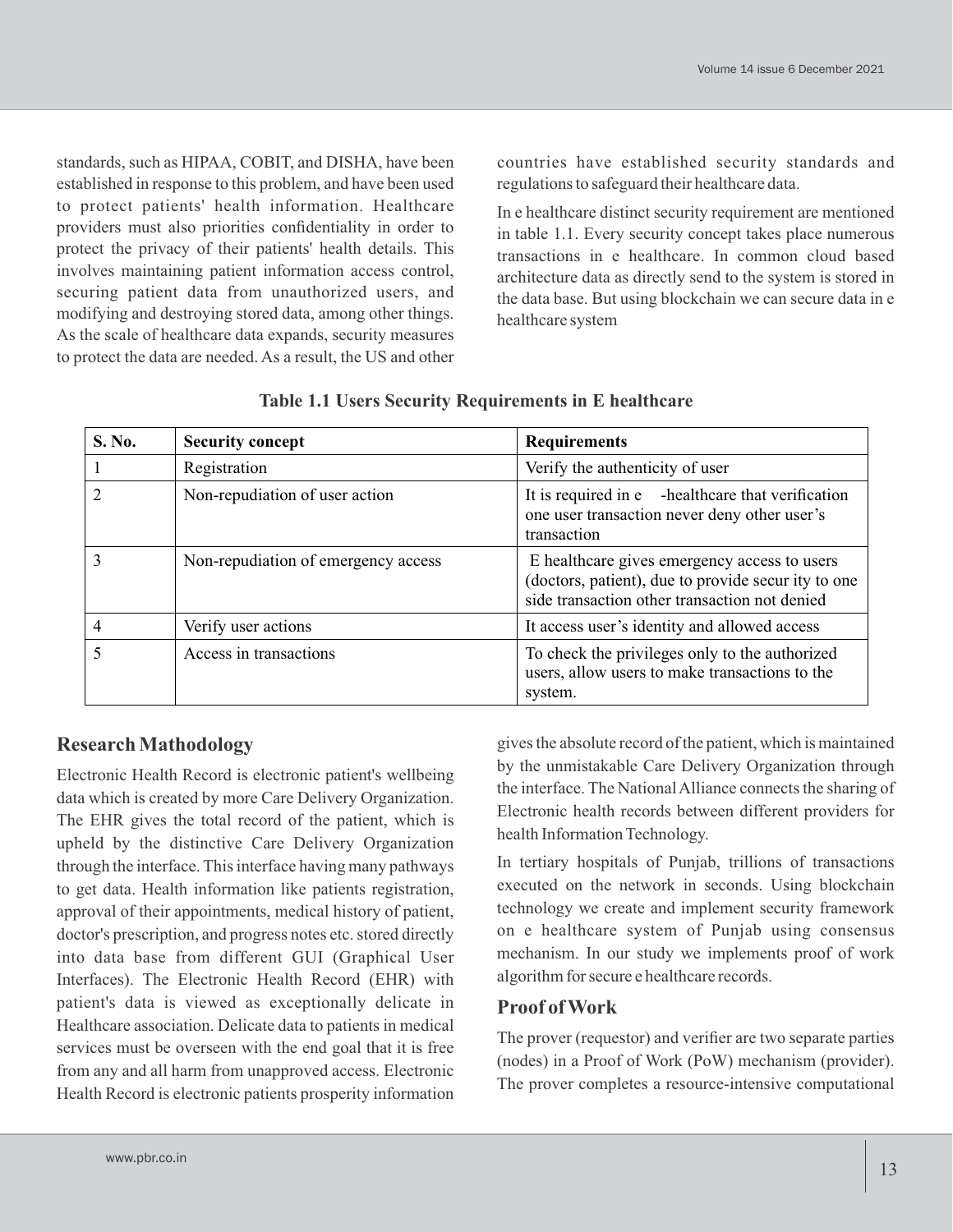standards, such as HIPAA, COBIT, and DISHA, have been established in response to this problem, and have been used to protect patients' health information. Healthcare providers must also priorities confidentiality in order to protect the privacy of their patients' health details. This involves maintaining patient information access control, securing patient data from unauthorized users, and modifying and destroying stored data, among other things. As the scale of healthcare data expands, security measures to protect the data are needed. As a result, the US and other countries have established security standards and regulations to safeguard their healthcare data.

In e healthcare distinct security requirement are mentioned in table 1.1. Every security concept takes place numerous transactions in e healthcare. In common cloud based architecture data as directly send to the system is stored in the data base. But using blockchain we can secure data in e healthcare system

**Table 1.1 Users Security Requirements in E healthcare**

| S. No. | Security concept | Requirements |
|---|---|---|
| 1 | Registration | Verify the authenticity of user |
| 2 | Non-repudiation of user action | It is required in e -healthcare that verification one user transaction never deny other user's transaction |
| 3 | Non-repudiation of emergency access | E healthcare gives emergency access to users (doctors, patient), due to provide secur ity to one side transaction other transaction not denied |
| 4 | Verify user actions | It access user's identity and allowed access |
| 5 | Access in transactions | To check the privileges only to the authorized users, allow users to make transactions to the system. |

## Research Mathodology

Electronic Health Record is electronic patient's wellbeing data which is created by more Care Delivery Organization. The EHR gives the total record of the patient, which is upheld by the distinctive Care Delivery Organization through the interface. This interface having many pathways to get data. Health information like patients registration, approval of their appointments, medical history of patient, doctor's prescription, and progress notes etc. stored directly into data base from different GUI (Graphical User Interfaces). The Electronic Health Record (EHR) with patient's data is viewed as exceptionally delicate in Healthcare association. Delicate data to patients in medical services must be overseen with the end goal that it is free from any and all harm from unapproved access. Electronic Health Record is electronic patients prosperity information gives the absolute record of the patient, which is maintained by the unmistakable Care Delivery Organization through the interface. The National Alliance connects the sharing of Electronic health records between different providers for health Information Technology.

In tertiary hospitals of Punjab, trillions of transactions executed on the network in seconds. Using blockchain technology we create and implement security framework on e healthcare system of Punjab using consensus mechanism. In our study we implements proof of work algorithm for secure e healthcare records.

### Proof of Work

The prover (requestor) and verifier are two separate parties (nodes) in a Proof of Work (PoW) mechanism (provider). The prover completes a resource-intensive computational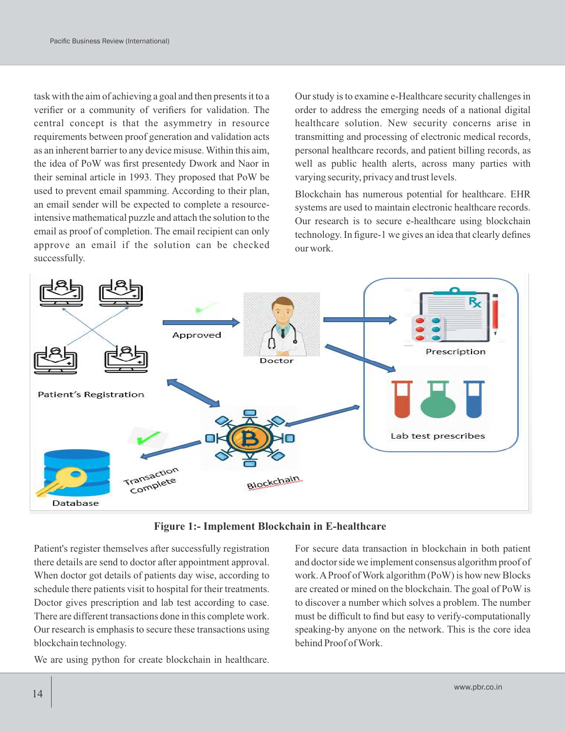task with the aim of achieving a goal and then presents it to a verifier or a community of verifiers for validation. The central concept is that the asymmetry in resource requirements between proof generation and validation acts as an inherent barrier to any device misuse. Within this aim, the idea of PoW was first presentedy Dwork and Naor in their seminal article in 1993. They proposed that PoW be used to prevent email spamming. According to their plan, an email sender will be expected to complete a resource-intensive mathematical puzzle and attach the solution to the email as proof of completion. The email recipient can only approve an email if the solution can be checked successfully.

Our study is to examine e-Healthcare security challenges in order to address the emerging needs of a national digital healthcare solution. New security concerns arise in transmitting and processing of electronic medical records, personal healthcare records, and patient billing records, as well as public health alerts, across many parties with varying security, privacy and trust levels.

Blockchain has numerous potential for healthcare. EHR systems are used to maintain electronic healthcare records. Our research is to secure e-healthcare using blockchain technology. In figure-1 we gives an idea that clearly defines our work.

**Figure 1:- Implement Blockchain in E-healthcare**

Patient's register themselves after successfully registration there details are send to doctor after appointment approval. When doctor got details of patients day wise, according to schedule there patients visit to hospital for their treatments. Doctor gives prescription and lab test according to case. There are different transactions done in this complete work. Our research is emphasis to secure these transactions using blockchain technology.

We are using python for create blockchain in healthcare.

For secure data transaction in blockchain in both patient and doctor side we implement consensus algorithm proof of work. A Proof of Work algorithm (PoW) is how new Blocks are created or mined on the blockchain. The goal of PoW is to discover a number which solves a problem. The number must be difficult to find but easy to verify-computationally speaking-by anyone on the network. This is the core idea behind Proof of Work.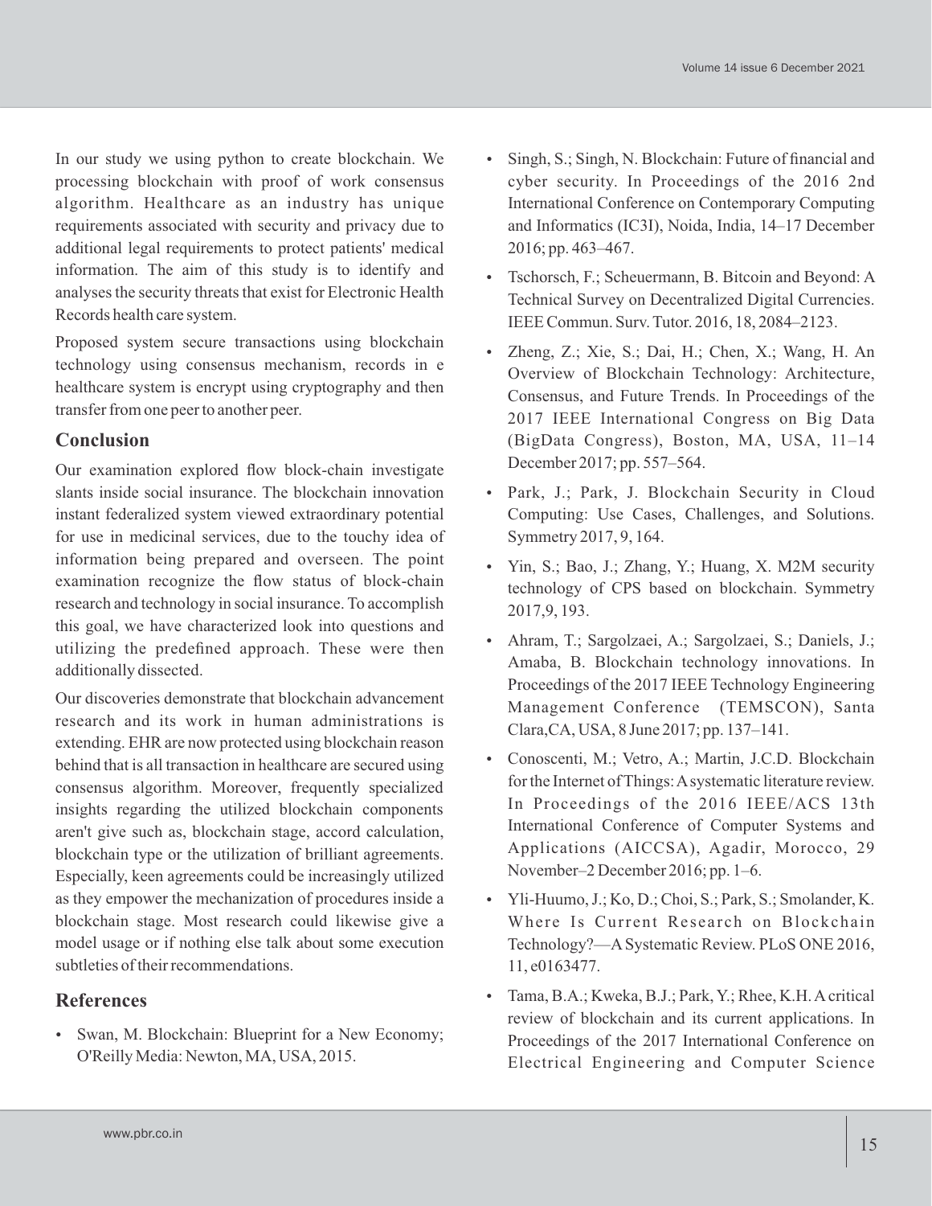In our study we using python to create blockchain. We processing blockchain with proof of work consensus algorithm. Healthcare as an industry has unique requirements associated with security and privacy due to additional legal requirements to protect patients' medical information. The aim of this study is to identify and analyses the security threats that exist for Electronic Health Records health care system.

Proposed system secure transactions using blockchain technology using consensus mechanism, records in e healthcare system is encrypt using cryptography and then transfer from one peer to another peer.

## Conclusion

Our examination explored flow block-chain investigate slants inside social insurance. The blockchain innovation instant federalized system viewed extraordinary potential for use in medicinal services, due to the touchy idea of information being prepared and overseen. The point examination recognize the flow status of block-chain research and technology in social insurance. To accomplish this goal, we have characterized look into questions and utilizing the predefined approach. These were then additionally dissected.

Our discoveries demonstrate that blockchain advancement research and its work in human administrations is extending. EHR are now protected using blockchain reason behind that is all transaction in healthcare are secured using consensus algorithm. Moreover, frequently specialized insights regarding the utilized blockchain components aren't give such as, blockchain stage, accord calculation, blockchain type or the utilization of brilliant agreements. Especially, keen agreements could be increasingly utilized as they empower the mechanization of procedures inside a blockchain stage. Most research could likewise give a model usage or if nothing else talk about some execution subtleties of their recommendations.

## References

- Swan, M. Blockchain: Blueprint for a New Economy; O'Reilly Media: Newton, MA, USA, 2015.
- Singh, S.; Singh, N. Blockchain: Future of financial and cyber security. In Proceedings of the 2016 2nd International Conference on Contemporary Computing and Informatics (IC3I), Noida, India, 14–17 December 2016; pp. 463–467.
- Tschorsch, F.; Scheuermann, B. Bitcoin and Beyond: A Technical Survey on Decentralized Digital Currencies. IEEE Commun. Surv. Tutor. 2016, 18, 2084–2123.
- Zheng, Z.; Xie, S.; Dai, H.; Chen, X.; Wang, H. An Overview of Blockchain Technology: Architecture, Consensus, and Future Trends. In Proceedings of the 2017 IEEE International Congress on Big Data (BigData Congress), Boston, MA, USA, 11–14 December 2017; pp. 557–564.
- Park, J.; Park, J. Blockchain Security in Cloud Computing: Use Cases, Challenges, and Solutions. Symmetry 2017, 9, 164.
- Yin, S.; Bao, J.; Zhang, Y.; Huang, X. M2M security technology of CPS based on blockchain. Symmetry 2017,9, 193.
- Ahram, T.; Sargolzaei, A.; Sargolzaei, S.; Daniels, J.; Amaba, B. Blockchain technology innovations. In Proceedings of the 2017 IEEE Technology Engineering Management Conference (TEMSCON), Santa Clara,CA, USA, 8 June 2017; pp. 137–141.
- Conoscenti, M.; Vetro, A.; Martin, J.C.D. Blockchain for the Internet of Things: A systematic literature review. In Proceedings of the 2016 IEEE/ACS 13th International Conference of Computer Systems and Applications (AICCSA), Agadir, Morocco, 29 November–2 December 2016; pp. 1–6.
- Yli-Huumo, J.; Ko, D.; Choi, S.; Park, S.; Smolander, K. Where Is Current Research on Blockchain Technology?—A Systematic Review. PLoS ONE 2016, 11, e0163477.
- Tama, B.A.; Kweka, B.J.; Park, Y.; Rhee, K.H. A critical review of blockchain and its current applications. In Proceedings of the 2017 International Conference on Electrical Engineering and Computer Science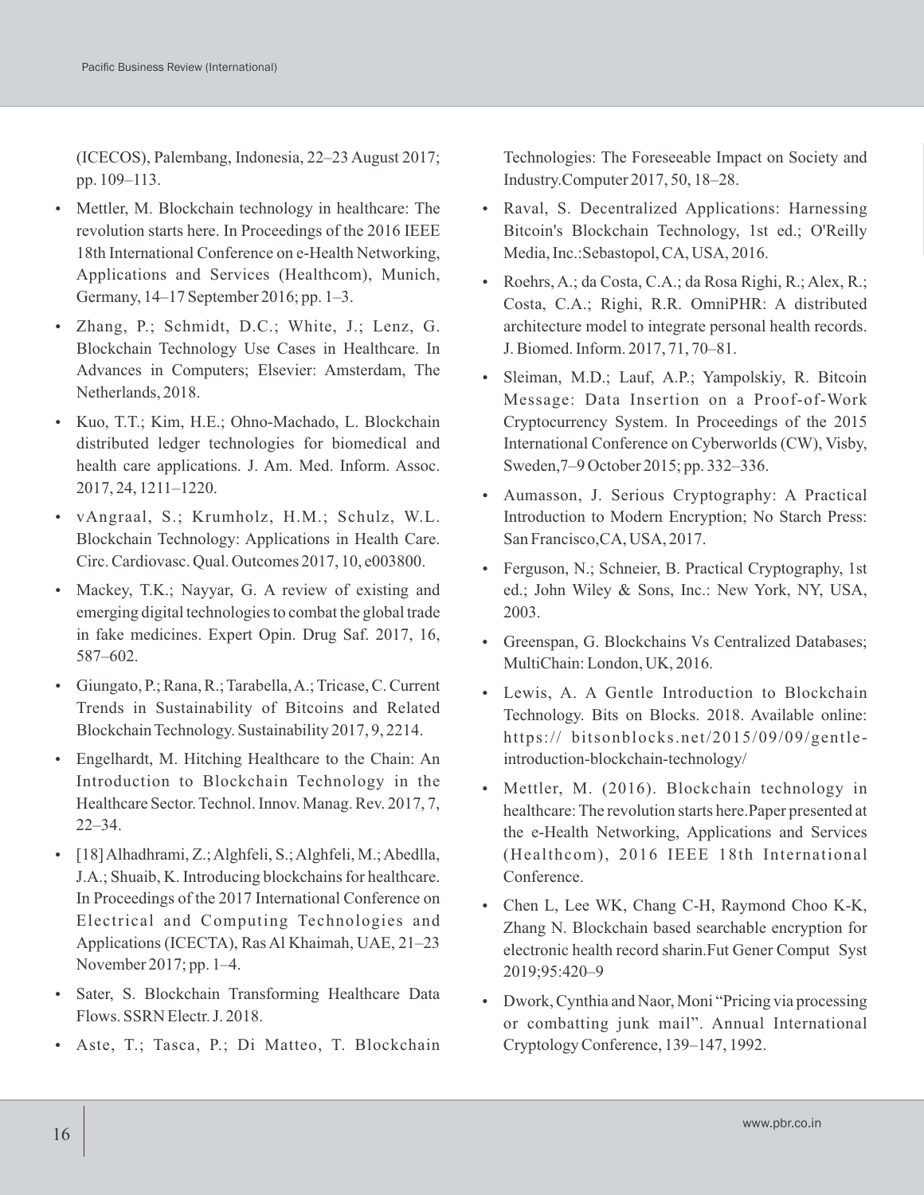(ICECOS), Palembang, Indonesia, 22–23 August 2017; pp. 109–113.

- Mettler, M. Blockchain technology in healthcare: The revolution starts here. In Proceedings of the 2016 IEEE 18th International Conference on e-Health Networking, Applications and Services (Healthcom), Munich, Germany, 14–17 September 2016; pp. 1–3.
- Zhang, P.; Schmidt, D.C.; White, J.; Lenz, G. Blockchain Technology Use Cases in Healthcare. In Advances in Computers; Elsevier: Amsterdam, The Netherlands, 2018.
- Kuo, T.T.; Kim, H.E.; Ohno-Machado, L. Blockchain distributed ledger technologies for biomedical and health care applications. J. Am. Med. Inform. Assoc. 2017, 24, 1211–1220.
- vAngraal, S.; Krumholz, H.M.; Schulz, W.L. Blockchain Technology: Applications in Health Care. Circ. Cardiovasc. Qual. Outcomes 2017, 10, e003800.
- Mackey, T.K.; Nayyar, G. A review of existing and emerging digital technologies to combat the global trade in fake medicines. Expert Opin. Drug Saf. 2017, 16, 587–602.
- Giungato, P.; Rana, R.; Tarabella, A.; Tricase, C. Current Trends in Sustainability of Bitcoins and Related Blockchain Technology. Sustainability 2017, 9, 2214.
- Engelhardt, M. Hitching Healthcare to the Chain: An Introduction to Blockchain Technology in the Healthcare Sector. Technol. Innov. Manag. Rev. 2017, 7, 22–34.
- [18] Alhadhrami, Z.; Alghfeli, S.; Alghfeli, M.; Abedlla, J.A.; Shuaib, K. Introducing blockchains for healthcare. In Proceedings of the 2017 International Conference on Electrical and Computing Technologies and Applications (ICECTA), Ras Al Khaimah, UAE, 21–23 November 2017; pp. 1–4.
- Sater, S. Blockchain Transforming Healthcare Data Flows. SSRN Electr. J. 2018.
- Aste, T.; Tasca, P.; Di Matteo, T. Blockchain Technologies: The Foreseeable Impact on Society and Industry.Computer 2017, 50, 18–28.
- Raval, S. Decentralized Applications: Harnessing Bitcoin's Blockchain Technology, 1st ed.; O'Reilly Media, Inc.:Sebastopol, CA, USA, 2016.
- Roehrs, A.; da Costa, C.A.; da Rosa Righi, R.; Alex, R.; Costa, C.A.; Righi, R.R. OmniPHR: A distributed architecture model to integrate personal health records. J. Biomed. Inform. 2017, 71, 70–81.
- Sleiman, M.D.; Lauf, A.P.; Yampolskiy, R. Bitcoin Message: Data Insertion on a Proof-of-Work Cryptocurrency System. In Proceedings of the 2015 International Conference on Cyberworlds (CW), Visby, Sweden,7–9 October 2015; pp. 332–336.
- Aumasson, J. Serious Cryptography: A Practical Introduction to Modern Encryption; No Starch Press: San Francisco,CA, USA, 2017.
- Ferguson, N.; Schneier, B. Practical Cryptography, 1st ed.; John Wiley & Sons, Inc.: New York, NY, USA, 2003.
- Greenspan, G. Blockchains Vs Centralized Databases; MultiChain: London, UK, 2016.
- Lewis, A. A Gentle Introduction to Blockchain Technology. Bits on Blocks. 2018. Available online: https:// bitsonblocks.net/2015/09/09/gentle-introduction-blockchain-technology/
- Mettler, M. (2016). Blockchain technology in healthcare: The revolution starts here.Paper presented at the e-Health Networking, Applications and Services (Healthcom), 2016 IEEE 18th International Conference.
- Chen L, Lee WK, Chang C-H, Raymond Choo K-K, Zhang N. Blockchain based searchable encryption for electronic health record sharin.Fut Gener Comput Syst 2019;95:420–9
- Dwork, Cynthia and Naor, Moni "Pricing via processing or combatting junk mail". Annual International Cryptology Conference, 139–147, 1992.